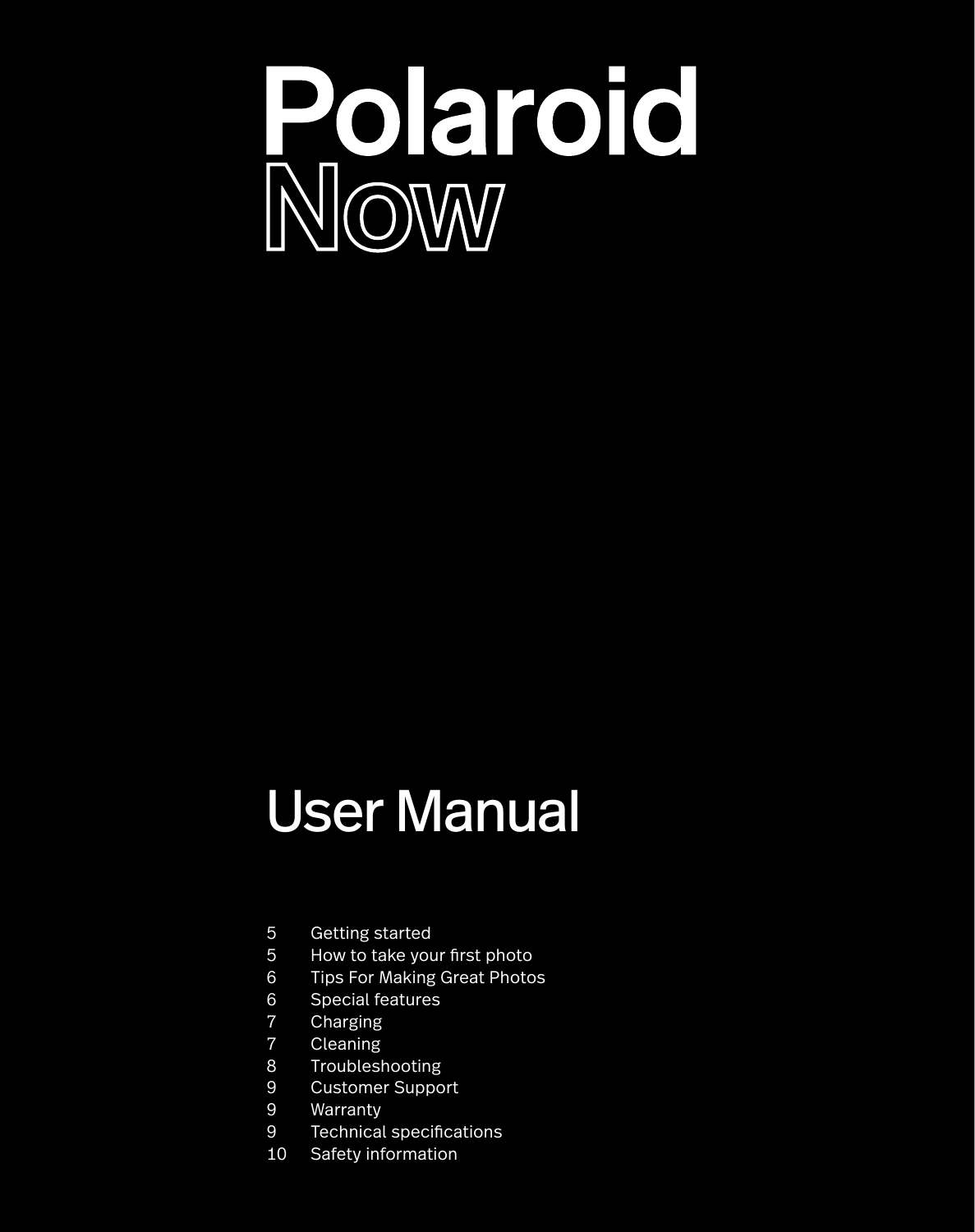# Polaroid
# Now

## User Manual

| | |
|---|---|
| 5 | Getting started |
| 5 | How to take your first photo |
| 6 | Tips For Making Great Photos |
| 6 | Special features |
| 7 | Charging |
| 7 | Cleaning |
| 8 | Troubleshooting |
| 9 | Customer Support |
| 9 | Warranty |
| 9 | Technical specifications |
| 10 | Safety information |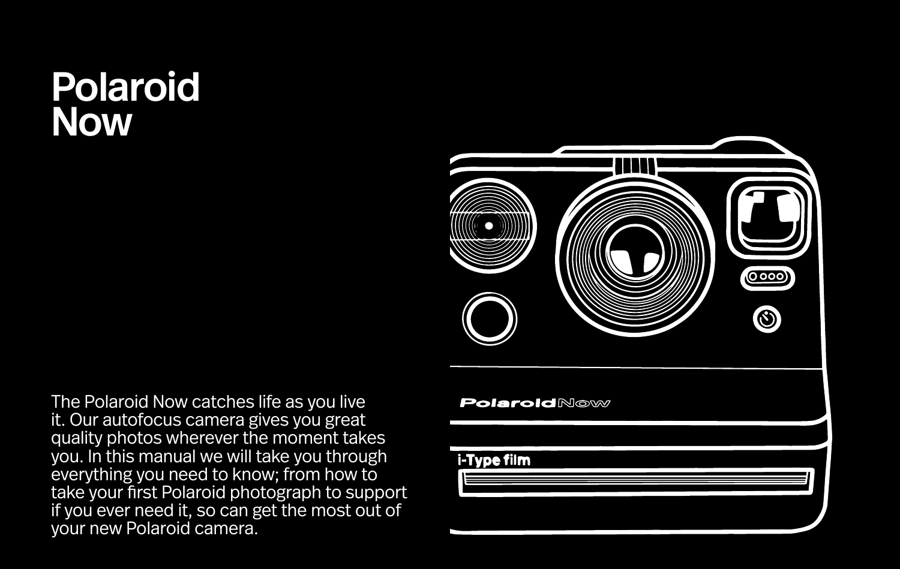# Polaroid Now

The Polaroid Now catches life as you live it. Our autofocus camera gives you great quality photos wherever the moment takes you. In this manual we will take you through everything you need to know; from how to take your first Polaroid photograph to support if you ever need it, so can get the most out of your new Polaroid camera.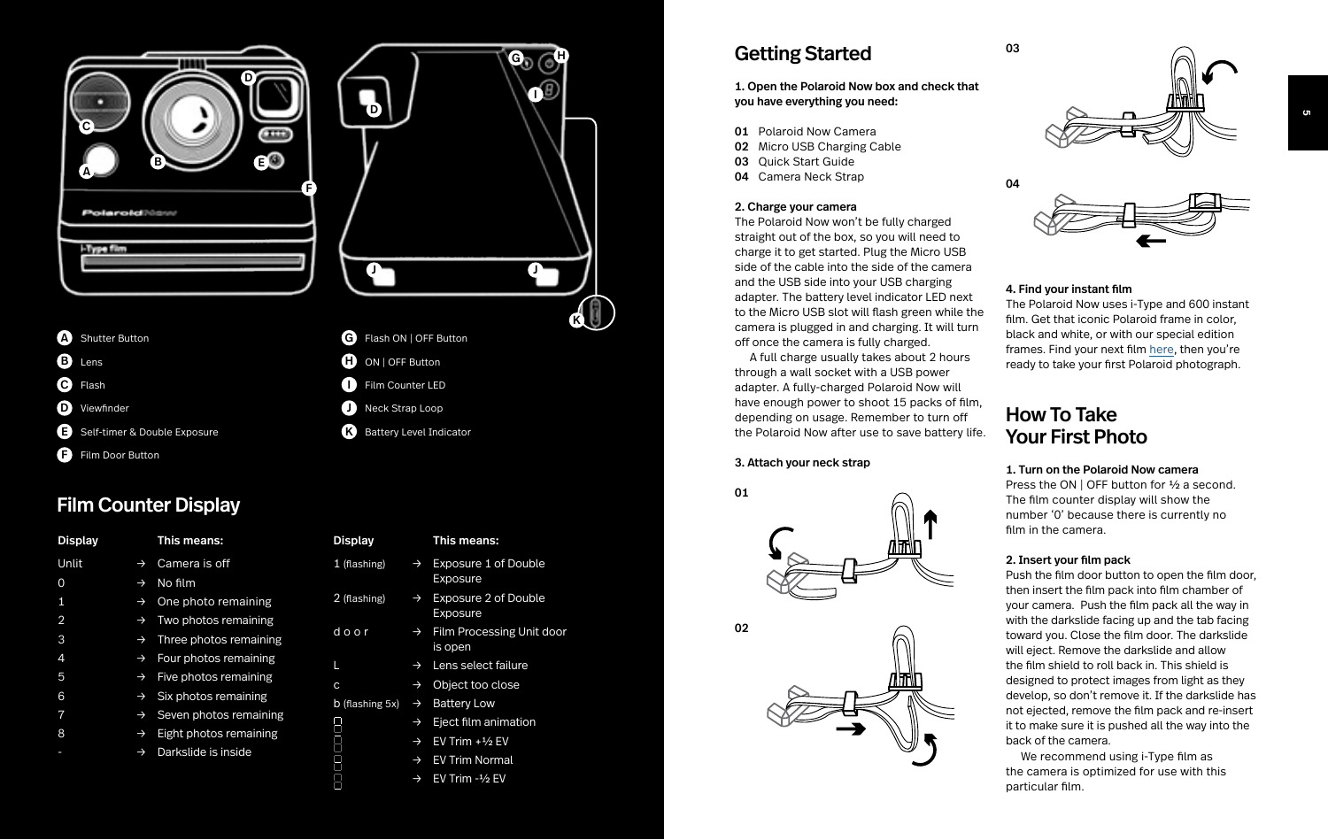A Shutter Button

B Lens

C Flash

D Viewfinder

E Self-timer & Double Exposure

F Film Door Button

G Flash ON | OFF Button

H ON | OFF Button

I Film Counter LED

J Neck Strap Loop

K Battery Level Indicator

## Film Counter Display

| Display | | This means: |
|---|---|---|
| Unlit | → | Camera is off |
| 0 | → | No film |
| 1 | → | One photo remaining |
| 2 | → | Two photos remaining |
| 3 | → | Three photos remaining |
| 4 | → | Four photos remaining |
| 5 | → | Five photos remaining |
| 6 | → | Six photos remaining |
| 7 | → | Seven photos remaining |
| 8 | → | Eight photos remaining |
| - | → | Darkslide is inside |

| Display | | This means: |
|---|---|---|
| 1 (flashing) | → | Exposure 1 of Double Exposure |
| 2 (flashing) | → | Exposure 2 of Double Exposure |
| d o o r | → | Film Processing Unit door is open |
| L | → | Lens select failure |
| c | → | Object too close |
| b (flashing 5x) | → | Battery Low |
| | → | Eject film animation |
| | → | EV Trim +½ EV |
| | → | EV Trim Normal |
| | → | EV Trim -½ EV |

## Getting Started

**1. Open the Polaroid Now box and check that you have everything you need:**

**01** Polaroid Now Camera
**02** Micro USB Charging Cable
**03** Quick Start Guide
**04** Camera Neck Strap

**2. Charge your camera**

The Polaroid Now won't be fully charged straight out of the box, so you will need to charge it to get started. Plug the Micro USB side of the cable into the side of the camera and the USB side into your USB charging adapter. The battery level indicator LED next to the Micro USB slot will flash green while the camera is plugged in and charging. It will turn off once the camera is fully charged.

A full charge usually takes about 2 hours through a wall socket with a USB power adapter. A fully-charged Polaroid Now will have enough power to shoot 15 packs of film, depending on usage. Remember to turn off the Polaroid Now after use to save battery life.

**3. Attach your neck strap**

01

02

03

04

**4. Find your instant film**

The Polaroid Now uses i-Type and 600 instant film. Get that iconic Polaroid frame in color, black and white, or with our special edition frames. Find your next film here, then you're ready to take your first Polaroid photograph.

## How To Take Your First Photo

**1. Turn on the Polaroid Now camera**

Press the ON | OFF button for ½ a second. The film counter display will show the number '0' because there is currently no film in the camera.

**2. Insert your film pack**

Push the film door button to open the film door, then insert the film pack into film chamber of your camera. Push the film pack all the way in with the darkslide facing up and the tab facing toward you. Close the film door. The darkslide will eject. Remove the darkslide and allow the film shield to roll back in. This shield is designed to protect images from light as they develop, so don't remove it. If the darkslide has not ejected, remove the film pack and re-insert it to make sure it is pushed all the way into the back of the camera.

We recommend using i-Type film as the camera is optimized for use with this particular film.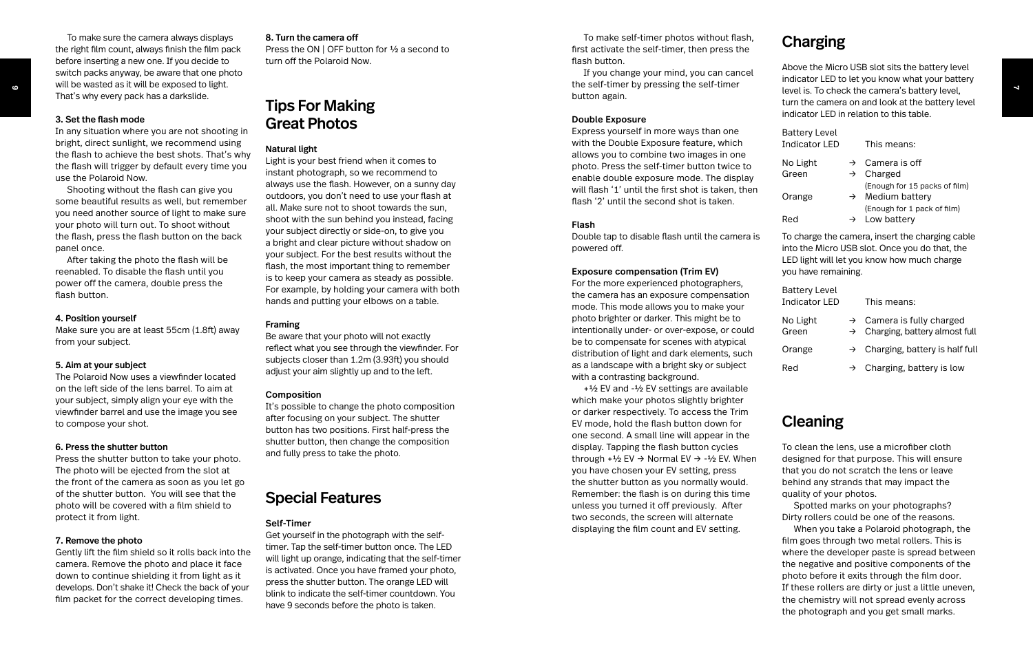To make sure the camera always displays the right film count, always finish the film pack before inserting a new one. If you decide to switch packs anyway, be aware that one photo will be wasted as it will be exposed to light. That's why every pack has a darkslide.

**3. Set the flash mode**

In any situation where you are not shooting in bright, direct sunlight, we recommend using the flash to achieve the best shots. That's why the flash will trigger by default every time you use the Polaroid Now.

Shooting without the flash can give you some beautiful results as well, but remember you need another source of light to make sure your photo will turn out. To shoot without the flash, press the flash button on the back panel once.

After taking the photo the flash will be reenabled. To disable the flash until you power off the camera, double press the flash button.

**4. Position yourself**

Make sure you are at least 55cm (1.8ft) away from your subject.

**5. Aim at your subject**

The Polaroid Now uses a viewfinder located on the left side of the lens barrel. To aim at your subject, simply align your eye with the viewfinder barrel and use the image you see to compose your shot.

**6. Press the shutter button**

Press the shutter button to take your photo. The photo will be ejected from the slot at the front of the camera as soon as you let go of the shutter button. You will see that the photo will be covered with a film shield to protect it from light.

**7. Remove the photo**

Gently lift the film shield so it rolls back into the camera. Remove the photo and place it face down to continue shielding it from light as it develops. Don't shake it! Check the back of your film packet for the correct developing times.

**8. Turn the camera off**

Press the ON | OFF button for ½ a second to turn off the Polaroid Now.

## Tips For Making Great Photos

**Natural light**

Light is your best friend when it comes to instant photograph, so we recommend to always use the flash. However, on a sunny day outdoors, you don't need to use your flash at all. Make sure not to shoot towards the sun, shoot with the sun behind you instead, facing your subject directly or side-on, to give you a bright and clear picture without shadow on your subject. For the best results without the flash, the most important thing to remember is to keep your camera as steady as possible. For example, by holding your camera with both hands and putting your elbows on a table.

**Framing**

Be aware that your photo will not exactly reflect what you see through the viewfinder. For subjects closer than 1.2m (3.93ft) you should adjust your aim slightly up and to the left.

**Composition**

It's possible to change the photo composition after focusing on your subject. The shutter button has two positions. First half-press the shutter button, then change the composition and fully press to take the photo.

## Special Features

**Self-Timer**

Get yourself in the photograph with the self-timer. Tap the self-timer button once. The LED will light up orange, indicating that the self-timer is activated. Once you have framed your photo, press the shutter button. The orange LED will blink to indicate the self-timer countdown. You have 9 seconds before the photo is taken.

To make self-timer photos without flash, first activate the self-timer, then press the flash button.

If you change your mind, you can cancel the self-timer by pressing the self-timer button again.

**Double Exposure**

Express yourself in more ways than one with the Double Exposure feature, which allows you to combine two images in one photo. Press the self-timer button twice to enable double exposure mode. The display will flash '1' until the first shot is taken, then flash '2' until the second shot is taken.

**Flash**

Double tap to disable flash until the camera is powered off.

**Exposure compensation (Trim EV)**

For the more experienced photographers, the camera has an exposure compensation mode. This mode allows you to make your photo brighter or darker. This might be to intentionally under- or over-expose, or could be to compensate for scenes with atypical distribution of light and dark elements, such as a landscape with a bright sky or subject with a contrasting background.

+½ EV and -½ EV settings are available which make your photos slightly brighter or darker respectively. To access the Trim EV mode, hold the flash button down for one second. A small line will appear in the display. Tapping the flash button cycles through +½ EV → Normal EV → -½ EV. When you have chosen your EV setting, press the shutter button as you normally would. Remember: the flash is on during this time unless you turned it off previously. After two seconds, the screen will alternate displaying the film count and EV setting.

## Charging

Above the Micro USB slot sits the battery level indicator LED to let you know what your battery level is. To check the camera's battery level, turn the camera on and look at the battery level indicator LED in relation to this table.

| Battery Level Indicator LED | | This means: |
|---|---|---|
| No Light | → | Camera is off |
| Green | → | Charged (Enough for 15 packs of film) |
| Orange | → | Medium battery (Enough for 1 pack of film) |
| Red | → | Low battery |

To charge the camera, insert the charging cable into the Micro USB slot. Once you do that, the LED light will let you know how much charge you have remaining.

| Battery Level Indicator LED | | This means: |
|---|---|---|
| No Light | → | Camera is fully charged |
| Green | → | Charging, battery almost full |
| Orange | → | Charging, battery is half full |
| Red | → | Charging, battery is low |

## Cleaning

To clean the lens, use a microfiber cloth designed for that purpose. This will ensure that you do not scratch the lens or leave behind any strands that may impact the quality of your photos.

Spotted marks on your photographs? Dirty rollers could be one of the reasons.

When you take a Polaroid photograph, the film goes through two metal rollers. This is where the developer paste is spread between the negative and positive components of the photo before it exits through the film door. If these rollers are dirty or just a little uneven, the chemistry will not spread evenly across the photograph and you get small marks.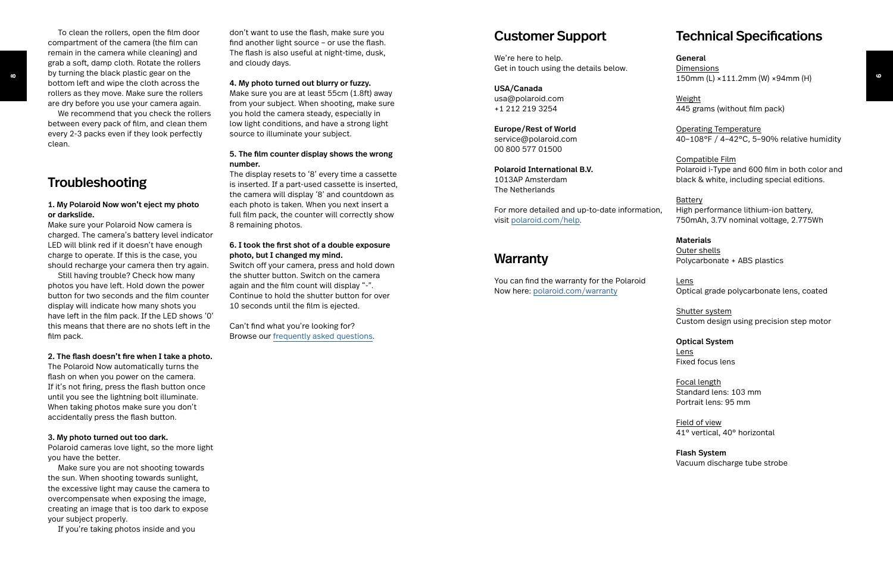To clean the rollers, open the film door compartment of the camera (the film can remain in the camera while cleaning) and grab a soft, damp cloth. Rotate the rollers by turning the black plastic gear on the bottom left and wipe the cloth across the rollers as they move. Make sure the rollers are dry before you use your camera again.

We recommend that you check the rollers between every pack of film, and clean them every 2-3 packs even if they look perfectly clean.

## Troubleshooting

**1. My Polaroid Now won't eject my photo or darkslide.**

Make sure your Polaroid Now camera is charged. The camera's battery level indicator LED will blink red if it doesn't have enough charge to operate. If this is the case, you should recharge your camera then try again.

Still having trouble? Check how many photos you have left. Hold down the power button for two seconds and the film counter display will indicate how many shots you have left in the film pack. If the LED shows '0' this means that there are no shots left in the film pack.

**2. The flash doesn't fire when I take a photo.**

The Polaroid Now automatically turns the flash on when you power on the camera. If it's not firing, press the flash button once until you see the lightning bolt illuminate. When taking photos make sure you don't accidentally press the flash button.

**3. My photo turned out too dark.**

Polaroid cameras love light, so the more light you have the better.

Make sure you are not shooting towards the sun. When shooting towards sunlight, the excessive light may cause the camera to overcompensate when exposing the image, creating an image that is too dark to expose your subject properly.

If you're taking photos inside and you don't want to use the flash, make sure you find another light source – or use the flash. The flash is also useful at night-time, dusk, and cloudy days.

**4. My photo turned out blurry or fuzzy.**

Make sure you are at least 55cm (1.8ft) away from your subject. When shooting, make sure you hold the camera steady, especially in low light conditions, and have a strong light source to illuminate your subject.

**5. The film counter display shows the wrong number.**

The display resets to '8' every time a cassette is inserted. If a part-used cassette is inserted, the camera will display '8' and countdown as each photo is taken. When you next insert a full film pack, the counter will correctly show 8 remaining photos.

**6. I took the first shot of a double exposure photo, but I changed my mind.**

Switch off your camera, press and hold down the shutter button. Switch on the camera again and the film count will display "-". Continue to hold the shutter button for over 10 seconds until the film is ejected.

Can't find what you're looking for? Browse our [frequently asked questions](frequently asked questions).

## Customer Support

We're here to help.
Get in touch using the details below.

**USA/Canada**
usa@polaroid.com
+1 212 219 3254

**Europe/Rest of World**
service@polaroid.com
00 800 577 01500

**Polaroid International B.V.**
1013AP Amsterdam
The Netherlands

For more detailed and up-to-date information, visit polaroid.com/help.

## Warranty

You can find the warranty for the Polaroid Now here: polaroid.com/warranty

## Technical Specifications

**General**

Dimensions
150mm (L) ×111.2mm (W) ×94mm (H)

Weight
445 grams (without film pack)

Operating Temperature
40–108°F / 4–42°C, 5–90% relative humidity

Compatible Film
Polaroid i-Type and 600 film in both color and black & white, including special editions.

Battery
High performance lithium-ion battery, 750mAh, 3.7V nominal voltage, 2.775Wh

**Materials**

Outer shells
Polycarbonate + ABS plastics

Lens
Optical grade polycarbonate lens, coated

Shutter system
Custom design using precision step motor

**Optical System**

Lens
Fixed focus lens

Focal length
Standard lens: 103 mm
Portrait lens: 95 mm

Field of view
41° vertical, 40° horizontal

**Flash System**

Vacuum discharge tube strobe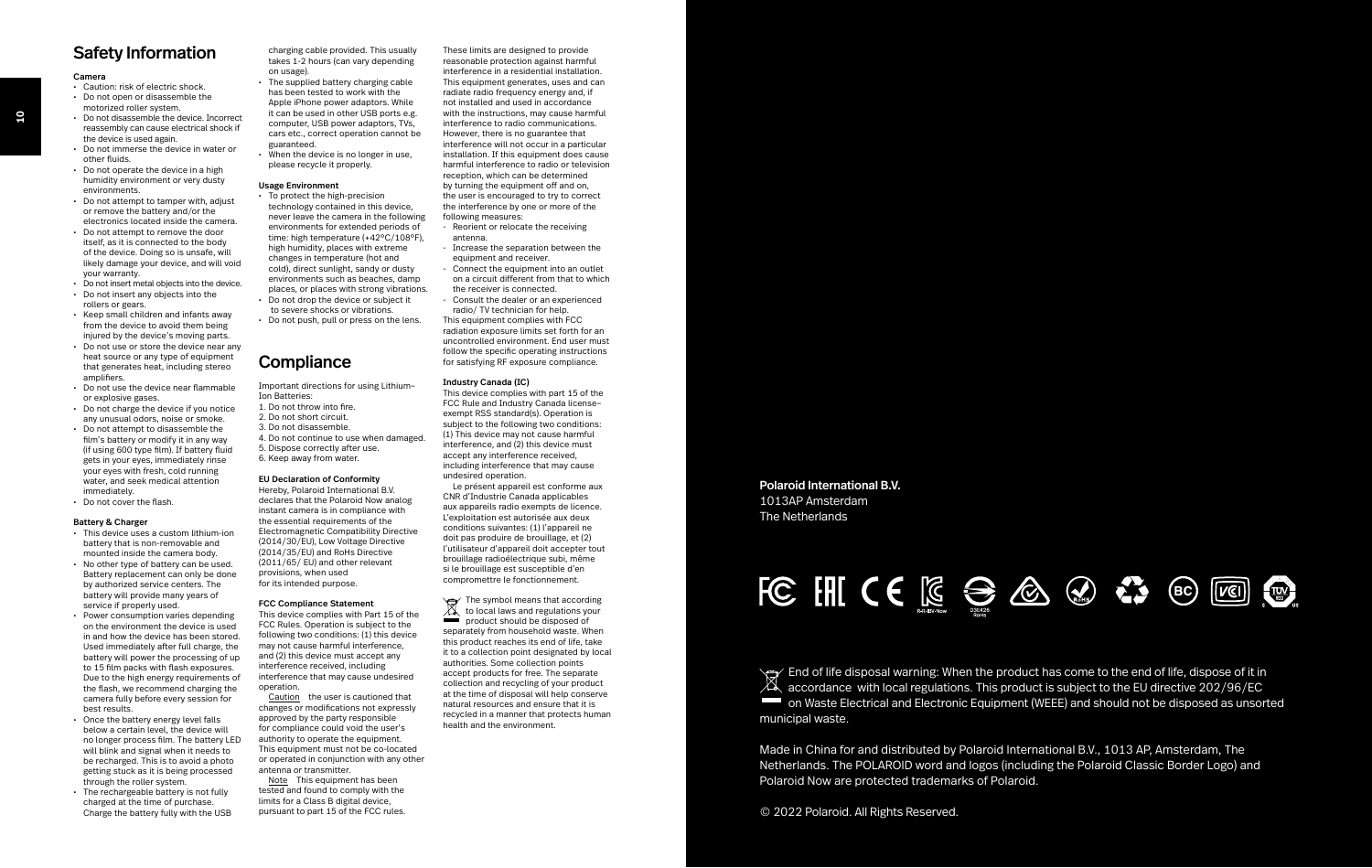## Safety Information

### Camera

- Caution: risk of electric shock.
- Do not open or disassemble the motorized roller system.
- Do not disassemble the device. Incorrect reassembly can cause electrical shock if the device is used again.
- Do not immerse the device in water or other fluids.
- Do not operate the device in a high humidity environment or very dusty environments.
- Do not attempt to tamper with, adjust or remove the battery and/or the electronics located inside the camera.
- Do not attempt to remove the door itself, as it is connected to the body of the device. Doing so is unsafe, will likely damage your device, and will void your warranty.
- Do not insert metal objects into the device.
- Do not insert any objects into the rollers or gears.
- Keep small children and infants away from the device to avoid them being injured by the device's moving parts.
- Do not use or store the device near any heat source or any type of equipment that generates heat, including stereo amplifiers.
- Do not use the device near flammable or explosive gases.
- Do not charge the device if you notice any unusual odors, noise or smoke.
- Do not attempt to disassemble the film's battery or modify it in any way (if using 600 type film). If battery fluid gets in your eyes, immediately rinse your eyes with fresh, cold running water, and seek medical attention immediately.
- Do not cover the flash.

### Battery & Charger

- This device uses a custom lithium-ion battery that is non-removable and mounted inside the camera body.
- No other type of battery can be used. Battery replacement can only be done by authorized service centers. The battery will provide many years of service if properly used.
- Power consumption varies depending on the environment the device is used in and how the device has been stored. Used immediately after full charge, the battery will power the processing of up to 15 film packs with flash exposures. Due to the high energy requirements of the flash, we recommend charging the camera fully before every session for best results.
- Once the battery energy level falls below a certain level, the device will no longer process film. The battery LED will blink and signal when it needs to be recharged. This is to avoid a photo getting stuck as it is being processed through the roller system.
- The rechargeable battery is not fully charged at the time of purchase. Charge the battery fully with the USB charging cable provided. This usually takes 1-2 hours (can vary depending on usage).
- The supplied battery charging cable has been tested to work with the Apple iPhone power adaptors. While it can be used in other USB ports e.g. computer, USB power adaptors, TVs, cars etc., correct operation cannot be guaranteed.
- When the device is no longer in use, please recycle it properly.

### Usage Environment

- To protect the high-precision technology contained in this device, never leave the camera in the following environments for extended periods of time: high temperature (+42°C/108°F), high humidity, places with extreme changes in temperature (hot and cold), direct sunlight, sandy or dusty environments such as beaches, damp places, or places with strong vibrations.
- Do not drop the device or subject it to severe shocks or vibrations.
- Do not push, pull or press on the lens.

## Compliance

Important directions for using Lithium-Ion Batteries:

1. Do not throw into fire.
2. Do not short circuit.
3. Do not disassemble.
4. Do not continue to use when damaged.
5. Dispose correctly after use.
6. Keep away from water.

### EU Declaration of Conformity

Hereby, Polaroid International B.V. declares that the Polaroid Now analog instant camera is in compliance with the essential requirements of the Electromagnetic Compatibility Directive (2014/30/EU), Low Voltage Directive (2014/35/EU) and RoHs Directive (2011/65/ EU) and other relevant provisions, when used for its intended purpose.

### FCC Compliance Statement

This device complies with Part 15 of the FCC Rules. Operation is subject to the following two conditions: (1) this device may not cause harmful interference, and (2) this device must accept any interference received, including interference that may cause undesired operation.

Caution the user is cautioned that changes or modifications not expressly approved by the party responsible for compliance could void the user's authority to operate the equipment. This equipment must not be co-located or operated in conjunction with any other antenna or transmitter.

Note This equipment has been tested and found to comply with the limits for a Class B digital device, pursuant to part 15 of the FCC rules. These limits are designed to provide reasonable protection against harmful interference in a residential installation. This equipment generates, uses and can radiate radio frequency energy and, if not installed and used in accordance with the instructions, may cause harmful interference to radio communications. However, there is no guarantee that interference will not occur in a particular installation. If this equipment does cause harmful interference to radio or television reception, which can be determined by turning the equipment off and on, the user is encouraged to try to correct the interference by one or more of the following measures:

- Reorient or relocate the receiving antenna.
- Increase the separation between the equipment and receiver.
- Connect the equipment into an outlet on a circuit different from that to which the receiver is connected.
- Consult the dealer or an experienced radio/ TV technician for help.

This equipment complies with FCC radiation exposure limits set forth for an uncontrolled environment. End user must follow the specific operating instructions for satisfying RF exposure compliance.

### Industry Canada (IC)

This device complies with part 15 of the FCC Rule and Industry Canada license-exempt RSS standard(s). Operation is subject to the following two conditions: (1) This device may not cause harmful interference, and (2) this device must accept any interference received, including interference that may cause undesired operation.

Le présent appareil est conforme aux CNR d'Industrie Canada applicables aux appareils radio exempts de licence. L'exploitation est autorisée aux deux conditions suivantes: (1) l'appareil ne doit pas produire de brouillage, et (2) l'utilisateur d'appareil doit accepter tout brouillage radioélectrique subi, même si le brouillage est susceptible d'en compromettre le fonctionnement.

The symbol means that according to local laws and regulations your product should be disposed of separately from household waste. When this product reaches its end of life, take it to a collection point designated by local authorities. Some collection points accept products for free. The separate collection and recycling of your product at the time of disposal will help conserve natural resources and ensure that it is recycled in a manner that protects human health and the environment.

**Polaroid International B.V.**
1013AP Amsterdam
The Netherlands

R-R-BEV-Now

D30426
RoHS

End of life disposal warning: When the product has come to the end of life, dispose of it in accordance with local regulations. This product is subject to the EU directive 202/96/EC on Waste Electrical and Electronic Equipment (WEEE) and should not be disposed as unsorted municipal waste.

Made in China for and distributed by Polaroid International B.V., 1013 AP, Amsterdam, The Netherlands. The POLAROID word and logos (including the Polaroid Classic Border Logo) and Polaroid Now are protected trademarks of Polaroid.

© 2022 Polaroid. All Rights Reserved.